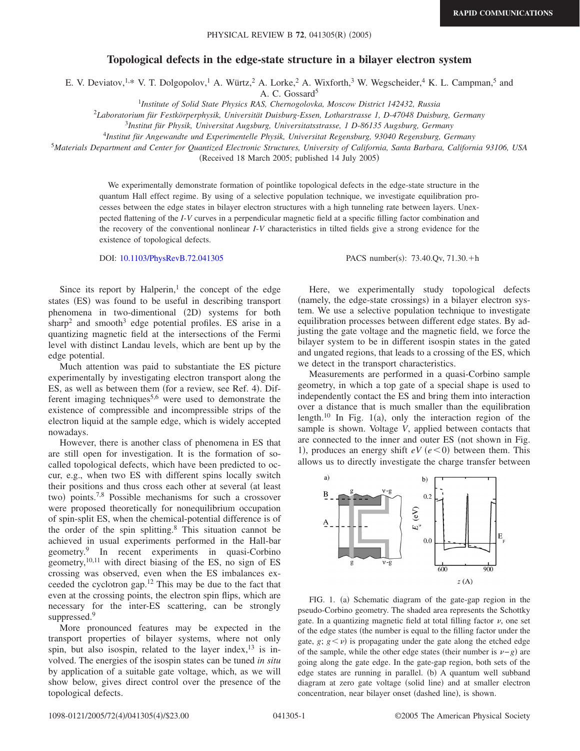RAPID COMMUNICATIONS

# Topological defects in the edge-state structure in a bilayer electron system

E. V. Deviatov,[1,*] V. T. Dolgopolov,[1] A. Würtz,[2] A. Lorke,[2] A. Wixforth,[3] W. Wegscheider,[4] K. L. Campman,[5] and A. C. Gossard[5]

[1]*Institute of Solid State Physics RAS, Chernogolovka, Moscow District 142432, Russia*

[2]*Laboratorium für Festkörperphysik, Universität Duisburg-Essen, Lotharstrasse 1, D-47048 Duisburg, Germany*

[3]*Institut für Physik, Universitat Augsburg, Universitatsstrasse, 1 D-86135 Augsburg, Germany*

[4]*Institut für Angewandte und Experimentelle Physik, Universitat Regensburg, 93040 Regensburg, Germany*

[5]*Materials Department and Center for Quantized Electronic Structures, University of California, Santa Barbara, California 93106, USA*

(Received 18 March 2005; published 14 July 2005)

We experimentally demonstrate formation of pointlike topological defects in the edge-state structure in the quantum Hall effect regime. By using of a selective population technique, we investigate equilibration processes between the edge states in bilayer electron structures with a high tunneling rate between layers. Unexpected flattening of the *I-V* curves in a perpendicular magnetic field at a specific filling factor combination and the recovery of the conventional nonlinear *I-V* characteristics in tilted fields give a strong evidence for the existence of topological defects.

DOI: 10.1103/PhysRevB.72.041305 PACS number(s): 73.40.Qv, 71.30.+h

Since its report by Halperin,[1] the concept of the edge states (ES) was found to be useful in describing transport phenomena in two-dimentional (2D) systems for both sharp[2] and smooth[3] edge potential profiles. ES arise in a quantizing magnetic field at the intersections of the Fermi level with distinct Landau levels, which are bent up by the edge potential.

Much attention was paid to substantiate the ES picture experimentally by investigating electron transport along the ES, as well as between them (for a review, see Ref. 4). Different imaging techniques[5,6] were used to demonstrate the existence of compressible and incompressible strips of the electron liquid at the sample edge, which is widely accepted nowadays.

However, there is another class of phenomena in ES that are still open for investigation. It is the formation of so-called topological defects, which have been predicted to occur, e.g., when two ES with different spins locally switch their positions and thus cross each other at several (at least two) points.[7,8] Possible mechanisms for such a crossover were proposed theoretically for nonequilibrium occupation of spin-split ES, when the chemical-potential difference is of the order of the spin splitting.[8] This situation cannot be achieved in usual experiments performed in the Hall-bar geometry.[9] In recent experiments in quasi-Corbino geometry,[10,11] with direct biasing of the ES, no sign of ES crossing was observed, even when the ES imbalances exceeded the cyclotron gap.[12] This may be due to the fact that even at the crossing points, the electron spin flips, which are necessary for the inter-ES scattering, can be strongly suppressed.[9]

More pronounced features may be expected in the transport properties of bilayer systems, where not only spin, but also isospin, related to the layer index,[13] is involved. The energies of the isospin states can be tuned *in situ* by application of a suitable gate voltage, which, as we will show below, gives direct control over the presence of the topological defects.

Here, we experimentally study topological defects (namely, the edge-state crossings) in a bilayer electron system. We use a selective population technique to investigate equilibration processes between different edge states. By adjusting the gate voltage and the magnetic field, we force the bilayer system to be in different isospin states in the gated and ungated regions, that leads to a crossing of the ES, which we detect in the transport characteristics.

Measurements are performed in a quasi-Corbino sample geometry, in which a top gate of a special shape is used to independently contact the ES and bring them into interaction over a distance that is much smaller than the equilibration length.[10] In Fig. 1(a), only the interaction region of the sample is shown. Voltage $V$, applied between contacts that are connected to the inner and outer ES (not shown in Fig. 1), produces an energy shift $eV$ ($e<0$) between them. This allows us to directly investigate the charge transfer between

FIG. 1. (a) Schematic diagram of the gate-gap region in the pseudo-Corbino geometry. The shaded area represents the Schottky gate. In a quantizing magnetic field at total filling factor $\nu$, one set of the edge states (the number is equal to the filling factor under the gate, $g$; $g<\nu$) is propagating under the gate along the etched edge of the sample, while the other edge states (their number is $\nu-g$) are going along the gate edge. In the gate-gap region, both sets of the edge states are running in parallel. (b) A quantum well subband diagram at zero gate voltage (solid line) and at smaller electron concentration, near bilayer onset (dashed line), is shown.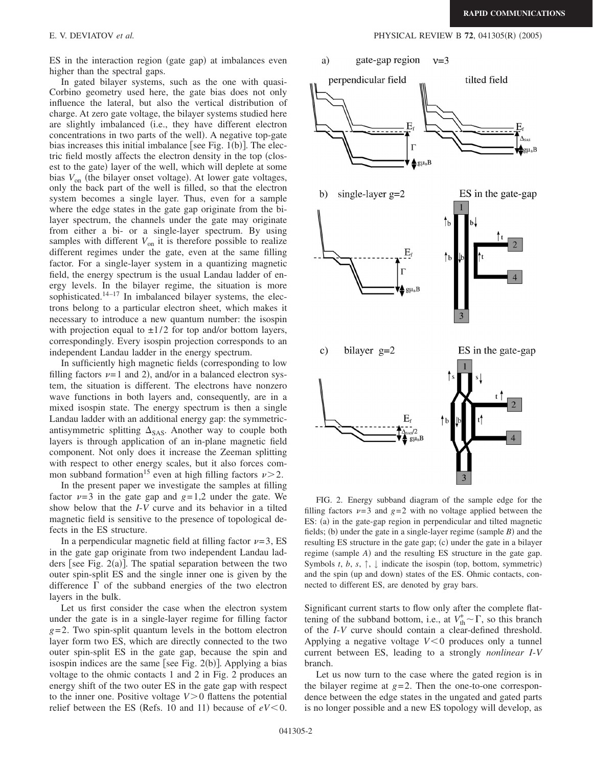ES in the interaction region (gate gap) at imbalances even higher than the spectral gaps.

In gated bilayer systems, such as the one with quasi-Corbino geometry used here, the gate bias does not only influence the lateral, but also the vertical distribution of charge. At zero gate voltage, the bilayer systems studied here are slightly imbalanced (i.e., they have different electron concentrations in two parts of the well). A negative top-gate bias increases this initial imbalance [see Fig. 1(b)]. The electric field mostly affects the electron density in the top (closest to the gate) layer of the well, which will deplete at some bias $V_{on}$ (the bilayer onset voltage). At lower gate voltages, only the back part of the well is filled, so that the electron system becomes a single layer. Thus, even for a sample where the edge states in the gate gap originate from the bilayer spectrum, the channels under the gate may originate from either a bi- or a single-layer spectrum. By using samples with different $V_{on}$ it is therefore possible to realize different regimes under the gate, even at the same filling factor. For a single-layer system in a quantizing magnetic field, the energy spectrum is the usual Landau ladder of energy levels. In the bilayer regime, the situation is more sophisticated.[14–17] In imbalanced bilayer systems, the electrons belong to a particular electron sheet, which makes it necessary to introduce a new quantum number: the isospin with projection equal to $\pm 1/2$ for top and/or bottom layers, correspondingly. Every isospin projection corresponds to an independent Landau ladder in the energy spectrum.

In sufficiently high magnetic fields (corresponding to low filling factors $\nu=1$ and 2), and/or in a balanced electron system, the situation is different. The electrons have nonzero wave functions in both layers and, consequently, are in a mixed isospin state. The energy spectrum is then a single Landau ladder with an additional energy gap: the symmetric-antisymmetric splitting $\Delta_{SAS}$. Another way to couple both layers is through application of an in-plane magnetic field component. Not only does it increase the Zeeman splitting with respect to other energy scales, but it also forces common subband formation[15] even at high filling factors $\nu>2$.

In the present paper we investigate the samples at filling factor $\nu=3$ in the gate gap and $g=1,2$ under the gate. We show below that the *I-V* curve and its behavior in a tilted magnetic field is sensitive to the presence of topological defects in the ES structure.

In a perpendicular magnetic field at filling factor $\nu=3$, ES in the gate gap originate from two independent Landau ladders [see Fig. 2(a)]. The spatial separation between the two outer spin-split ES and the single inner one is given by the difference $\Gamma$ of the subband energies of the two electron layers in the bulk.

Let us first consider the case when the electron system under the gate is in a single-layer regime for filling factor $g=2$. Two spin-split quantum levels in the bottom electron layer form two ES, which are directly connected to the two outer spin-split ES in the gate gap, because the spin and isospin indices are the same [see Fig. 2(b)]. Applying a bias voltage to the ohmic contacts 1 and 2 in Fig. 2 produces an energy shift of the two outer ES in the gate gap with respect to the inner one. Positive voltage $V>0$ flattens the potential relief between the ES (Refs. 10 and 11) because of $eV<0$.

FIG. 2. Energy subband diagram of the sample edge for the filling factors $\nu=3$ and $g=2$ with no voltage applied between the ES: (a) in the gate-gap region in perpendicular and tilted magnetic fields; (b) under the gate in a single-layer regime (sample *B*) and the resulting ES structure in the gate gap; (c) under the gate in a bilayer regime (sample *A*) and the resulting ES structure in the gate gap. Symbols *t*, *b*, *s*, ↑, ↓ indicate the isospin (top, bottom, symmetric) and the spin (up and down) states of the ES. Ohmic contacts, connected to different ES, are denoted by gray bars.

Significant current starts to flow only after the complete flattening of the subband bottom, i.e., at $V_{th}^{+}\sim\Gamma$, so this branch of the *I-V* curve should contain a clear-defined threshold. Applying a negative voltage $V<0$ produces only a tunnel current between ES, leading to a strongly *nonlinear I-V* branch.

Let us now turn to the case where the gated region is in the bilayer regime at $g=2$. Then the one-to-one correspondence between the edge states in the ungated and gated parts is no longer possible and a new ES topology will develop, as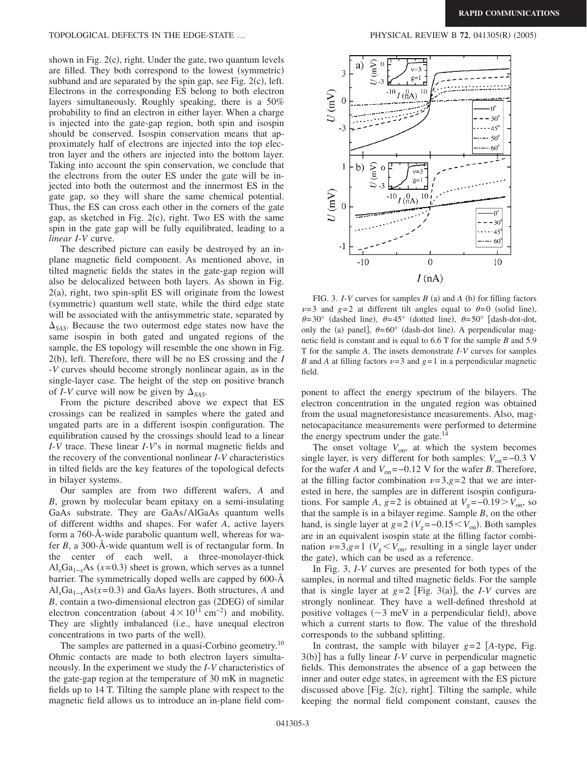shown in Fig. 2(c), right. Under the gate, two quantum levels are filled. They both correspond to the lowest (symmetric) subband and are separated by the spin gap, see Fig. 2(c), left. Electrons in the corresponding ES belong to both electron layers simultaneously. Roughly speaking, there is a 50% probability to find an electron in either layer. When a charge is injected into the gate-gap region, both spin and isospin should be conserved. Isospin conservation means that approximately half of electrons are injected into the top electron layer and the others are injected into the bottom layer. Taking into account the spin conservation, we conclude that the electrons from the outer ES under the gate will be injected into both the outermost and the innermost ES in the gate gap, so they will share the same chemical potential. Thus, the ES can cross each other in the corners of the gate gap, as sketched in Fig. 2(c), right. Two ES with the same spin in the gate gap will be fully equilibrated, leading to a *linear I-V* curve.

The described picture can easily be destroyed by an in-plane magnetic field component. As mentioned above, in tilted magnetic fields the states in the gate-gap region will also be delocalized between both layers. As shown in Fig. 2(a), right, two spin-split ES will originate from the lowest (symmetric) quantum well state, while the third edge state will be associated with the antisymmetric state, separated by $\Delta_{SAS}$. Because the two outermost edge states now have the same isospin in both gated and ungated regions of the sample, the ES topology will resemble the one shown in Fig. 2(b), left. Therefore, there will be no ES crossing and the *I-V* curves should become strongly nonlinear again, as in the single-layer case. The height of the step on positive branch of *I-V* curve will now be given by $\Delta_{SAS}$.

From the picture described above we expect that ES crossings can be realized in samples where the gated and ungated parts are in a different isospin configuration. The equilibration caused by the crossings should lead to a linear *I-V* trace. These linear *I-V*'s in normal magnetic fields and the recovery of the conventional nonlinear *I-V* characteristics in tilted fields are the key features of the topological defects in bilayer systems.

Our samples are from two different wafers, *A* and *B*, grown by molecular beam epitaxy on a semi-insulating GaAs substrate. They are GaAs/AlGaAs quantum wells of different widths and shapes. For wafer *A*, active layers form a 760-Å-wide parabolic quantum well, whereas for wafer *B*, a 300-Å-wide quantum well is of rectangular form. In the center of each well, a three-monolayer-thick $Al_xGa_{1-x}As$ $(x=0.3)$ sheet is grown, which serves as a tunnel barrier. The symmetrically doped wells are capped by 600-Å $Al_xGa_{1-x}As(x=0.3)$ and GaAs layers. Both structures, *A* and *B*, contain a two-dimensional electron gas (2DEG) of similar electron concentration (about $4\times10^{11}$ cm$^{-2}$) and mobility. They are slightly imbalanced (i.e., have unequal electron concentrations in two parts of the well).

The samples are patterned in a quasi-Corbino geometry.[10] Ohmic contacts are made to both electron layers simultaneously. In the experiment we study the *I-V* characteristics of the gate-gap region at the temperature of 30 mK in magnetic fields up to 14 T. Tilting the sample plane with respect to the magnetic field allows us to introduce an in-plane field component to affect the energy spectrum of the bilayers. The electron concentration in the ungated region was obtained from the usual magnetoresistance measurements. Also, magnetocapacitance measurements were performed to determine the energy spectrum under the gate.[14]

FIG. 3. *I-V* curves for samples *B* (a) and *A* (b) for filling factors $\nu=3$ and $g=2$ at different tilt angles equal to $\theta=0$ (solid line), $\theta=30°$ (dashed line), $\theta=45°$ (dotted line), $\theta=50°$ [dash-dot-dot, only the (a) panel], $\theta=60°$ (dash-dot line). A perpendicular magnetic field is constant and is equal to 6.6 T for the sample *B* and 5.9 T for the sample *A*. The insets demonstrate *I-V* curves for samples *B* and *A* at filling factors $\nu=3$ and $g=1$ in a perpendicular magnetic field.

The onset voltage $V_{on}$, at which the system becomes single layer, is very different for both samples: $V_{on}=-0.3$ V for the wafer *A* and $V_{on}=-0.12$ V for the wafer *B*. Therefore, at the filling factor combination $\nu=3, g=2$ that we are interested in here, the samples are in different isospin configurations. For sample *A*, $g=2$ is obtained at $V_g=-0.19>V_{on}$, so that the sample is in a bilayer regime. Sample *B*, on the other hand, is single layer at $g=2$ $(V_g=-0.15<V_{on})$. Both samples are in an equivalent isospin state at the filling factor combination $\nu=3, g=1$ $(V_g<V_{on}$, resulting in a single layer under the gate), which can be used as a reference.

In Fig. 3, *I-V* curves are presented for both types of the samples, in normal and tilted magnetic fields. For the sample that is single layer at $g=2$ [Fig. 3(a)], the *I-V* curves are strongly nonlinear. They have a well-defined threshold at positive voltages (~3 meV in a perpendicular field), above which a current starts to flow. The value of the threshold corresponds to the subband splitting.

In contrast, the sample with bilayer $g=2$ [*A*-type, Fig. 3(b)] has a fully linear *I-V* curve in perpendicular magnetic fields. This demonstrates the absence of a gap between the inner and outer edge states, in agreement with the ES picture discussed above [Fig. 2(c), right]. Tilting the sample, while keeping the normal field component constant, causes the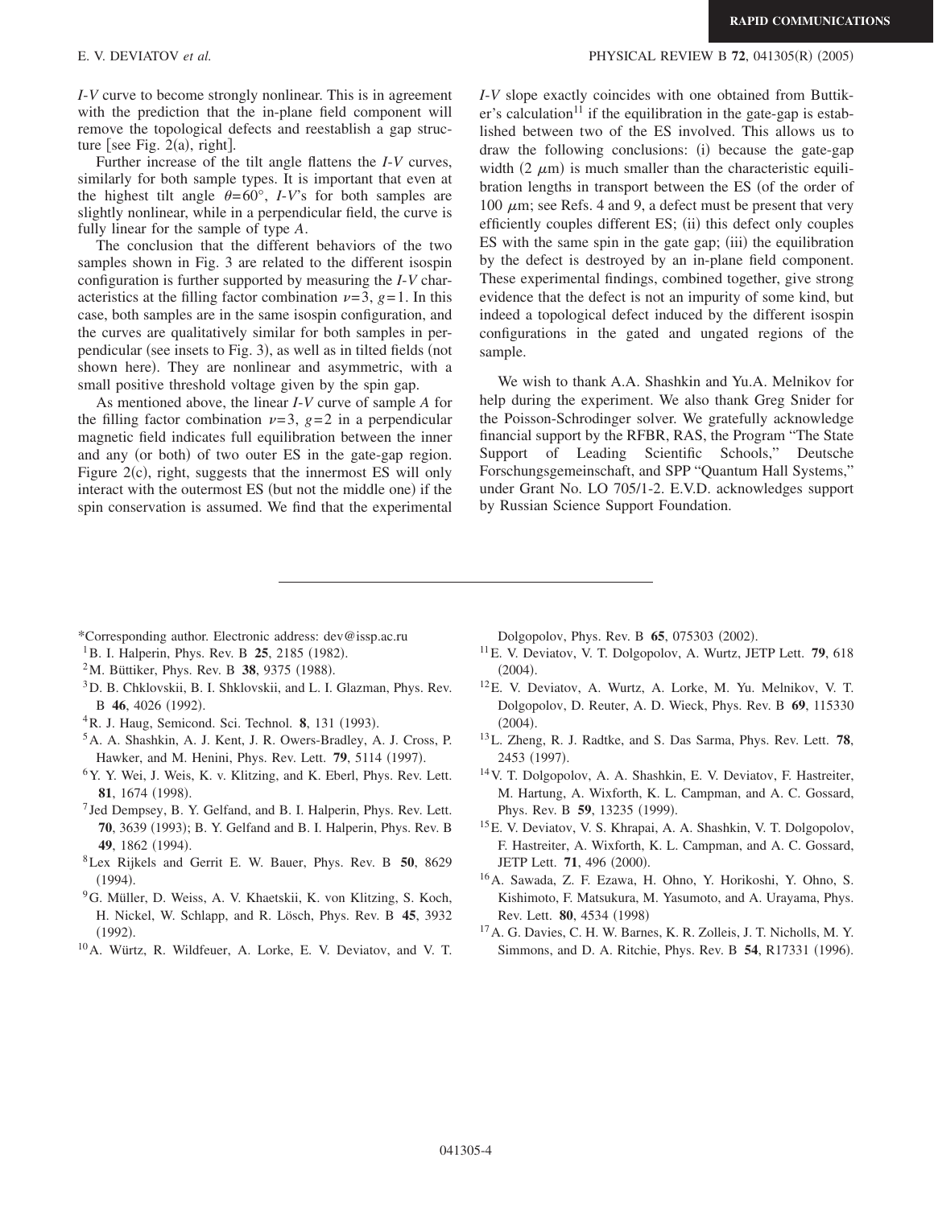*I-V* curve to become strongly nonlinear. This is in agreement with the prediction that the in-plane field component will remove the topological defects and reestablish a gap structure [see Fig. 2(a), right].

Further increase of the tilt angle flattens the *I-V* curves, similarly for both sample types. It is important that even at the highest tilt angle $\theta=60°$, *I-V*'s for both samples are slightly nonlinear, while in a perpendicular field, the curve is fully linear for the sample of type *A*.

The conclusion that the different behaviors of the two samples shown in Fig. 3 are related to the different isospin configuration is further supported by measuring the *I-V* characteristics at the filling factor combination $\nu=3$, $g=1$. In this case, both samples are in the same isospin configuration, and the curves are qualitatively similar for both samples in perpendicular (see insets to Fig. 3), as well as in tilted fields (not shown here). They are nonlinear and asymmetric, with a small positive threshold voltage given by the spin gap.

As mentioned above, the linear *I-V* curve of sample *A* for the filling factor combination $\nu=3$, $g=2$ in a perpendicular magnetic field indicates full equilibration between the inner and any (or both) of two outer ES in the gate-gap region. Figure 2(c), right, suggests that the innermost ES will only interact with the outermost ES (but not the middle one) if the spin conservation is assumed. We find that the experimental *I-V* slope exactly coincides with one obtained from Buttiker's calculation[11] if the equilibration in the gate-gap is established between two of the ES involved. This allows us to draw the following conclusions: (i) because the gate-gap width (2 $\mu$m) is much smaller than the characteristic equilibration lengths in transport between the ES (of the order of 100 $\mu$m; see Refs. 4 and 9, a defect must be present that very efficiently couples different ES; (ii) this defect only couples ES with the same spin in the gate gap; (iii) the equilibration by the defect is destroyed by an in-plane field component. These experimental findings, combined together, give strong evidence that the defect is not an impurity of some kind, but indeed a topological defect induced by the different isospin configurations in the gated and ungated regions of the sample.

We wish to thank A.A. Shashkin and Yu.A. Melnikov for help during the experiment. We also thank Greg Snider for the Poisson-Schrodinger solver. We gratefully acknowledge financial support by the RFBR, RAS, the Program "The State Support of Leading Scientific Schools," Deutsche Forschungsgemeinschaft, and SPP "Quantum Hall Systems," under Grant No. LO 705/1-2. E.V.D. acknowledges support by Russian Science Support Foundation.

---

*Corresponding author. Electronic address: dev@issp.ac.ru

[1] B. I. Halperin, Phys. Rev. B **25**, 2185 (1982).

[2] M. Büttiker, Phys. Rev. B **38**, 9375 (1988).

[3] D. B. Chklovskii, B. I. Shklovskii, and L. I. Glazman, Phys. Rev. B **46**, 4026 (1992).

[4] R. J. Haug, Semicond. Sci. Technol. **8**, 131 (1993).

[5] A. A. Shashkin, A. J. Kent, J. R. Owers-Bradley, A. J. Cross, P. Hawker, and M. Henini, Phys. Rev. Lett. **79**, 5114 (1997).

[6] Y. Y. Wei, J. Weis, K. v. Klitzing, and K. Eberl, Phys. Rev. Lett. **81**, 1674 (1998).

[7] Jed Dempsey, B. Y. Gelfand, and B. I. Halperin, Phys. Rev. Lett. **70**, 3639 (1993); B. Y. Gelfand and B. I. Halperin, Phys. Rev. B **49**, 1862 (1994).

[8] Lex Rijkels and Gerrit E. W. Bauer, Phys. Rev. B **50**, 8629 (1994).

[9] G. Müller, D. Weiss, A. V. Khaetskii, K. von Klitzing, S. Koch, H. Nickel, W. Schlapp, and R. Lösch, Phys. Rev. B **45**, 3932 (1992).

[10] A. Würtz, R. Wildfeuer, A. Lorke, E. V. Deviatov, and V. T. Dolgopolov, Phys. Rev. B **65**, 075303 (2002).

[11] E. V. Deviatov, V. T. Dolgopolov, A. Wurtz, JETP Lett. **79**, 618 (2004).

[12] E. V. Deviatov, A. Wurtz, A. Lorke, M. Yu. Melnikov, V. T. Dolgopolov, D. Reuter, A. D. Wieck, Phys. Rev. B **69**, 115330 (2004).

[13] L. Zheng, R. J. Radtke, and S. Das Sarma, Phys. Rev. Lett. **78**, 2453 (1997).

[14] V. T. Dolgopolov, A. A. Shashkin, E. V. Deviatov, F. Hastreiter, M. Hartung, A. Wixforth, K. L. Campman, and A. C. Gossard, Phys. Rev. B **59**, 13235 (1999).

[15] E. V. Deviatov, V. S. Khrapai, A. A. Shashkin, V. T. Dolgopolov, F. Hastreiter, A. Wixforth, K. L. Campman, and A. C. Gossard, JETP Lett. **71**, 496 (2000).

[16] A. Sawada, Z. F. Ezawa, H. Ohno, Y. Horikoshi, Y. Ohno, S. Kishimoto, F. Matsukura, M. Yasumoto, and A. Urayama, Phys. Rev. Lett. **80**, 4534 (1998)

[17] A. G. Davies, C. H. W. Barnes, K. R. Zolleis, J. T. Nicholls, M. Y. Simmons, and D. A. Ritchie, Phys. Rev. B **54**, R17331 (1996).